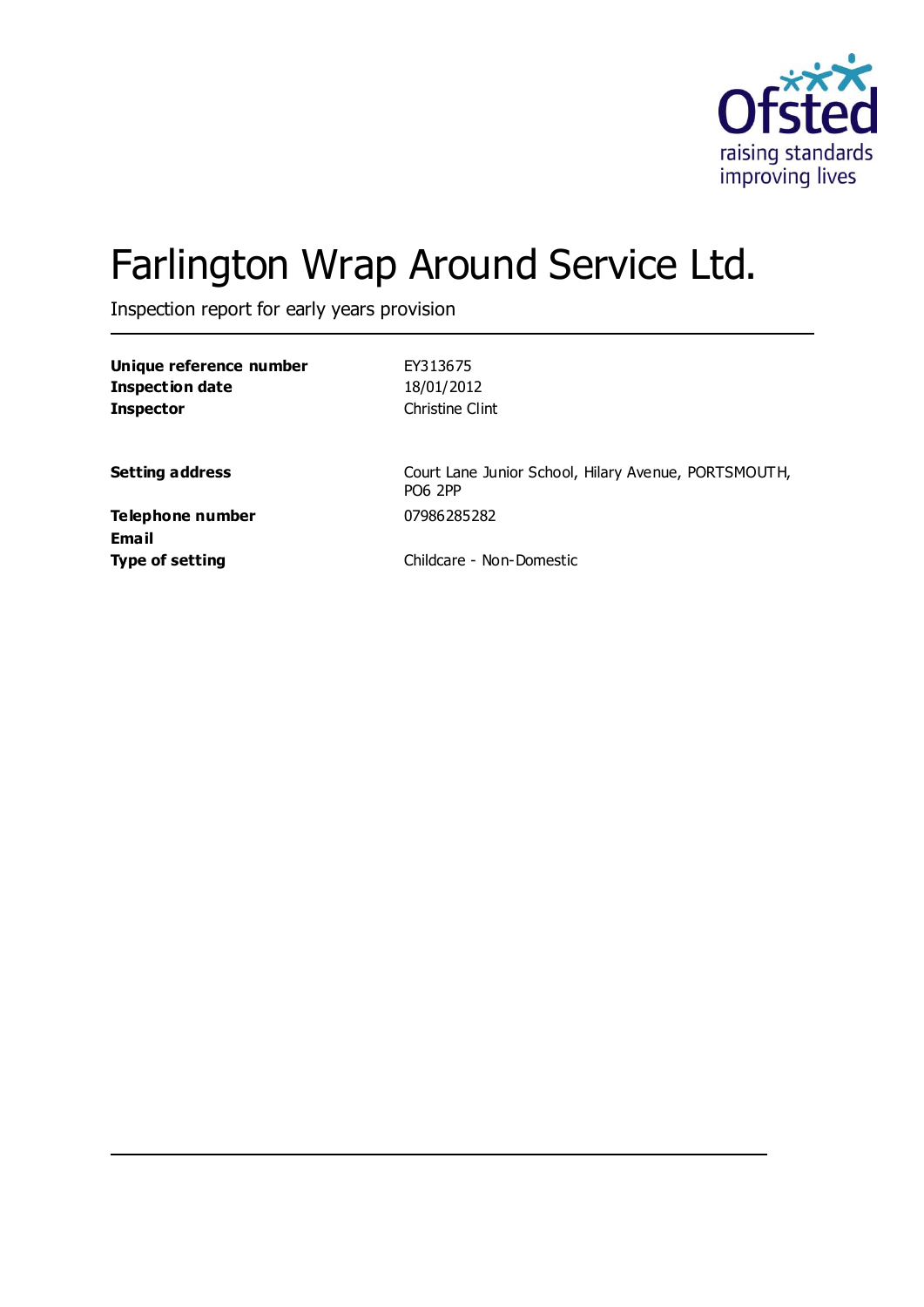# Farlington Wrap Around Service Ltd.

Inspection report for early years provision

| | |
|---|---|
| **Unique reference number** | EY313675 |
| **Inspection date** | 18/01/2012 |
| **Inspector** | Christine Clint |
| | |
| **Setting address** | Court Lane Junior School, Hilary Avenue, PORTSMOUTH, PO6 2PP |
| **Telephone number** | 07986285282 |
| **Email** | |
| **Type of setting** | Childcare - Non-Domestic |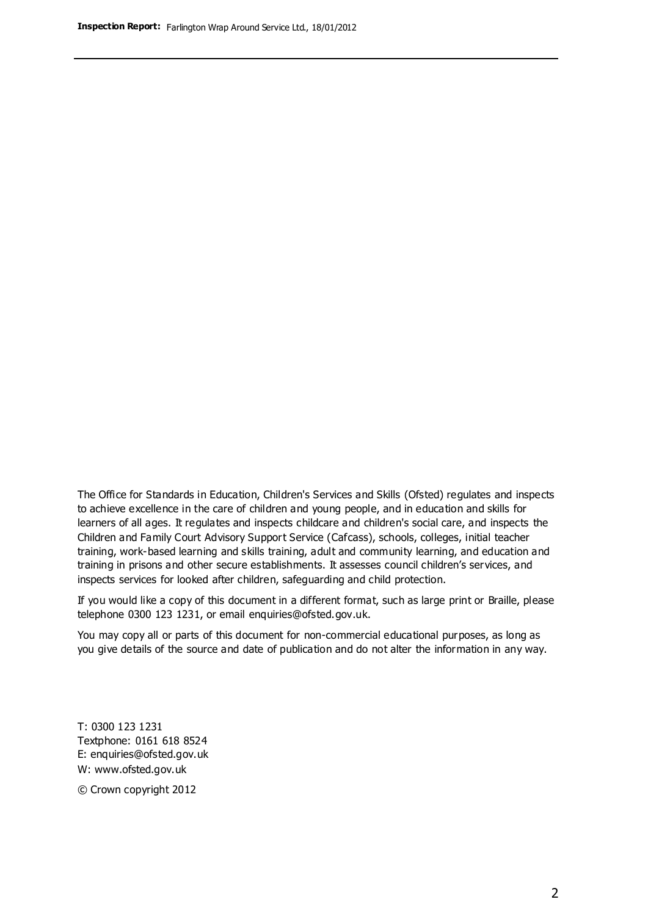The Office for Standards in Education, Children's Services and Skills (Ofsted) regulates and inspects to achieve excellence in the care of children and young people, and in education and skills for learners of all ages. It regulates and inspects childcare and children's social care, and inspects the Children and Family Court Advisory Support Service (Cafcass), schools, colleges, initial teacher training, work-based learning and skills training, adult and community learning, and education and training in prisons and other secure establishments. It assesses council children's services, and inspects services for looked after children, safeguarding and child protection.

If you would like a copy of this document in a different format, such as large print or Braille, please telephone 0300 123 1231, or email enquiries@ofsted.gov.uk.

You may copy all or parts of this document for non-commercial educational purposes, as long as you give details of the source and date of publication and do not alter the information in any way.

T: 0300 123 1231
Textphone: 0161 618 8524
E: enquiries@ofsted.gov.uk
W: www.ofsted.gov.uk

© Crown copyright 2012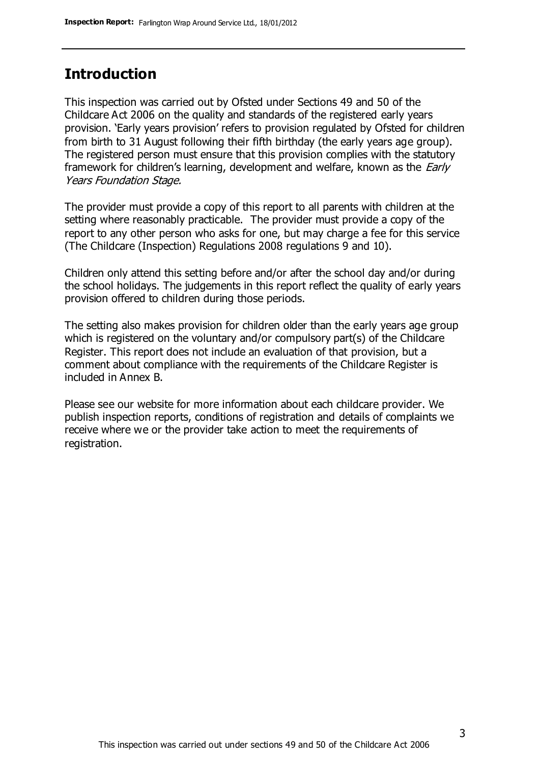## Introduction

This inspection was carried out by Ofsted under Sections 49 and 50 of the Childcare Act 2006 on the quality and standards of the registered early years provision. 'Early years provision' refers to provision regulated by Ofsted for children from birth to 31 August following their fifth birthday (the early years age group). The registered person must ensure that this provision complies with the statutory framework for children's learning, development and welfare, known as the *Early Years Foundation Stage.*

The provider must provide a copy of this report to all parents with children at the setting where reasonably practicable. The provider must provide a copy of the report to any other person who asks for one, but may charge a fee for this service (The Childcare (Inspection) Regulations 2008 regulations 9 and 10).

Children only attend this setting before and/or after the school day and/or during the school holidays. The judgements in this report reflect the quality of early years provision offered to children during those periods.

The setting also makes provision for children older than the early years age group which is registered on the voluntary and/or compulsory part(s) of the Childcare Register. This report does not include an evaluation of that provision, but a comment about compliance with the requirements of the Childcare Register is included in Annex B.

Please see our website for more information about each childcare provider. We publish inspection reports, conditions of registration and details of complaints we receive where we or the provider take action to meet the requirements of registration.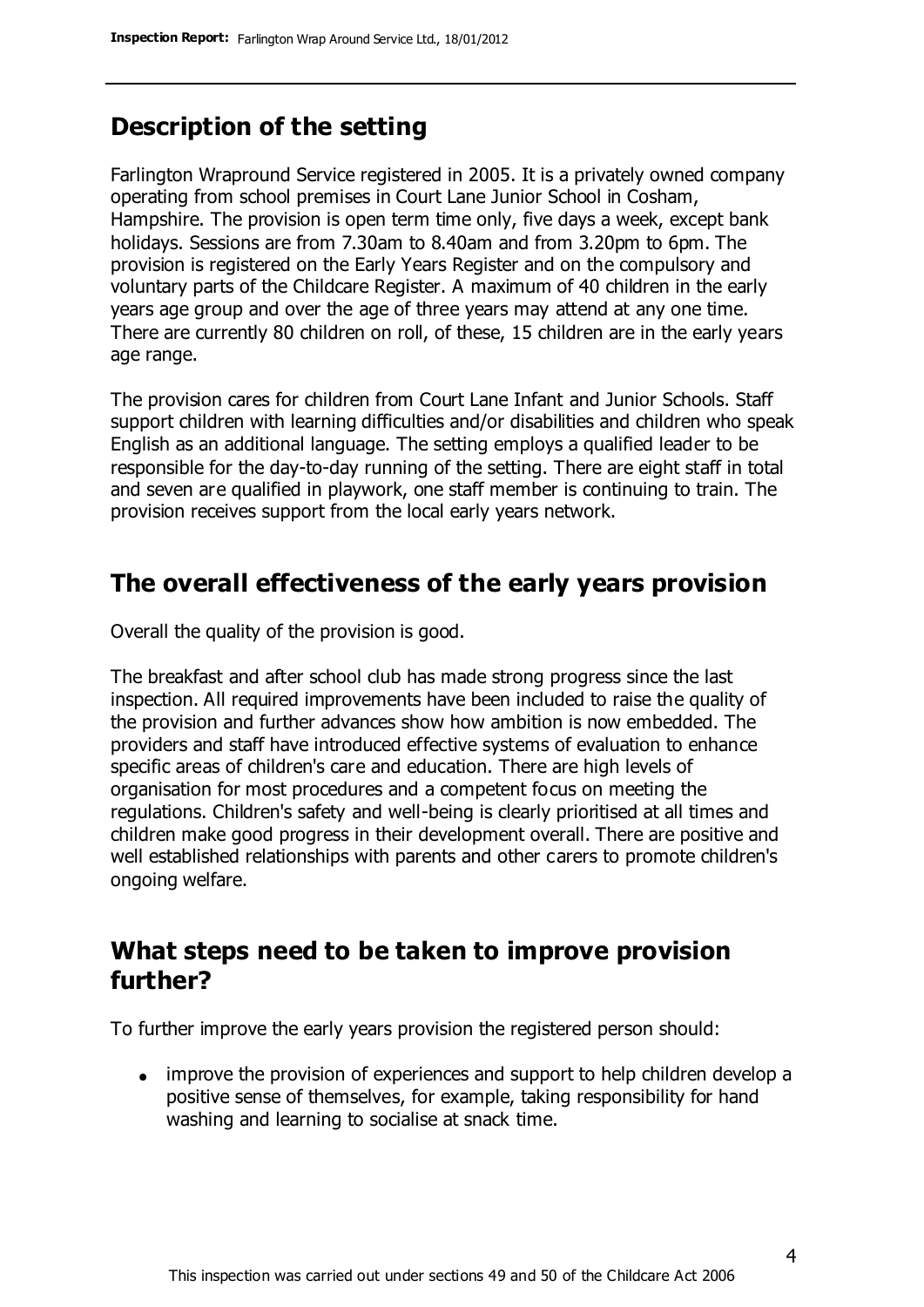## Description of the setting

Farlington Wrapround Service registered in 2005. It is a privately owned company operating from school premises in Court Lane Junior School in Cosham, Hampshire. The provision is open term time only, five days a week, except bank holidays. Sessions are from 7.30am to 8.40am and from 3.20pm to 6pm. The provision is registered on the Early Years Register and on the compulsory and voluntary parts of the Childcare Register. A maximum of 40 children in the early years age group and over the age of three years may attend at any one time. There are currently 80 children on roll, of these, 15 children are in the early years age range.

The provision cares for children from Court Lane Infant and Junior Schools. Staff support children with learning difficulties and/or disabilities and children who speak English as an additional language. The setting employs a qualified leader to be responsible for the day-to-day running of the setting. There are eight staff in total and seven are qualified in playwork, one staff member is continuing to train. The provision receives support from the local early years network.

## The overall effectiveness of the early years provision

Overall the quality of the provision is good.

The breakfast and after school club has made strong progress since the last inspection. All required improvements have been included to raise the quality of the provision and further advances show how ambition is now embedded. The providers and staff have introduced effective systems of evaluation to enhance specific areas of children's care and education. There are high levels of organisation for most procedures and a competent focus on meeting the regulations. Children's safety and well-being is clearly prioritised at all times and children make good progress in their development overall. There are positive and well established relationships with parents and other carers to promote children's ongoing welfare.

## What steps need to be taken to improve provision further?

To further improve the early years provision the registered person should:

- improve the provision of experiences and support to help children develop a positive sense of themselves, for example, taking responsibility for hand washing and learning to socialise at snack time.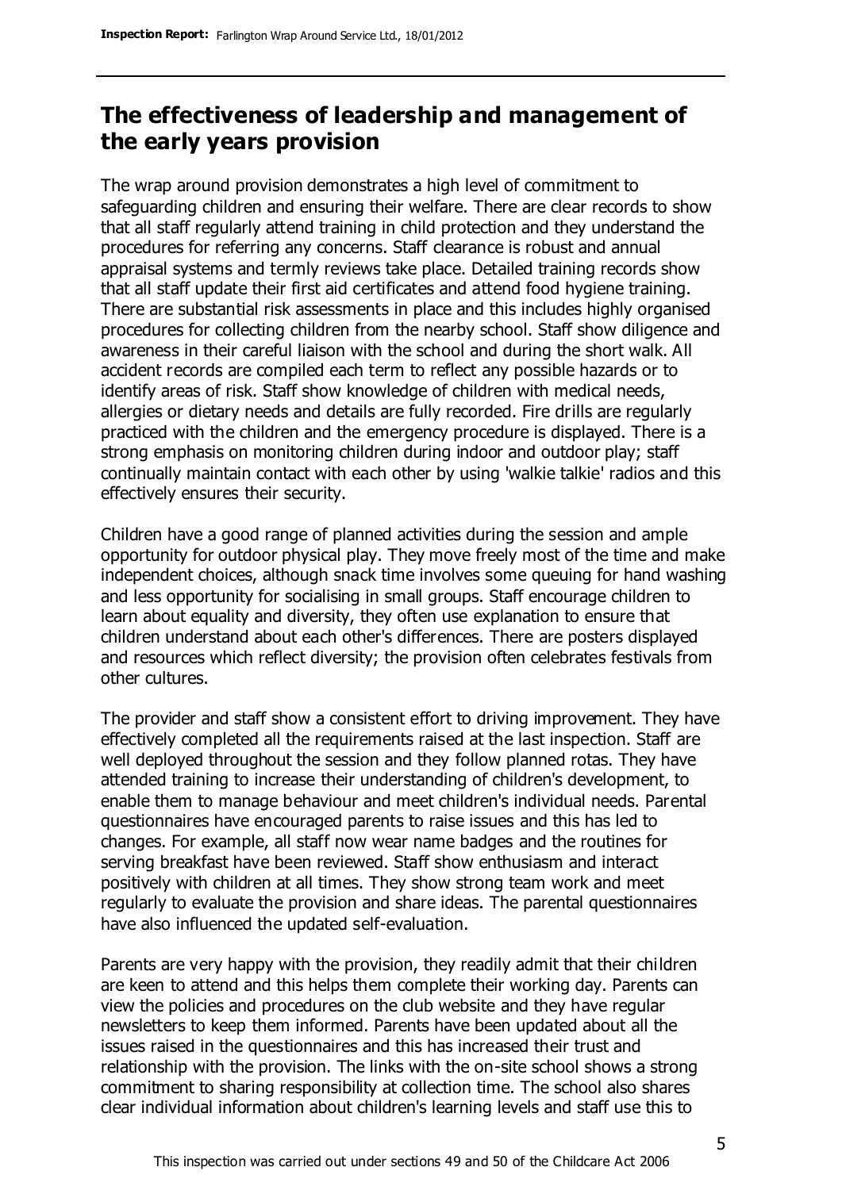## The effectiveness of leadership and management of the early years provision

The wrap around provision demonstrates a high level of commitment to safeguarding children and ensuring their welfare. There are clear records to show that all staff regularly attend training in child protection and they understand the procedures for referring any concerns. Staff clearance is robust and annual appraisal systems and termly reviews take place. Detailed training records show that all staff update their first aid certificates and attend food hygiene training. There are substantial risk assessments in place and this includes highly organised procedures for collecting children from the nearby school. Staff show diligence and awareness in their careful liaison with the school and during the short walk. All accident records are compiled each term to reflect any possible hazards or to identify areas of risk. Staff show knowledge of children with medical needs, allergies or dietary needs and details are fully recorded. Fire drills are regularly practiced with the children and the emergency procedure is displayed. There is a strong emphasis on monitoring children during indoor and outdoor play; staff continually maintain contact with each other by using 'walkie talkie' radios and this effectively ensures their security.

Children have a good range of planned activities during the session and ample opportunity for outdoor physical play. They move freely most of the time and make independent choices, although snack time involves some queuing for hand washing and less opportunity for socialising in small groups. Staff encourage children to learn about equality and diversity, they often use explanation to ensure that children understand about each other's differences. There are posters displayed and resources which reflect diversity; the provision often celebrates festivals from other cultures.

The provider and staff show a consistent effort to driving improvement. They have effectively completed all the requirements raised at the last inspection. Staff are well deployed throughout the session and they follow planned rotas. They have attended training to increase their understanding of children's development, to enable them to manage behaviour and meet children's individual needs. Parental questionnaires have encouraged parents to raise issues and this has led to changes. For example, all staff now wear name badges and the routines for serving breakfast have been reviewed. Staff show enthusiasm and interact positively with children at all times. They show strong team work and meet regularly to evaluate the provision and share ideas. The parental questionnaires have also influenced the updated self-evaluation.

Parents are very happy with the provision, they readily admit that their children are keen to attend and this helps them complete their working day. Parents can view the policies and procedures on the club website and they have regular newsletters to keep them informed. Parents have been updated about all the issues raised in the questionnaires and this has increased their trust and relationship with the provision. The links with the on-site school shows a strong commitment to sharing responsibility at collection time. The school also shares clear individual information about children's learning levels and staff use this to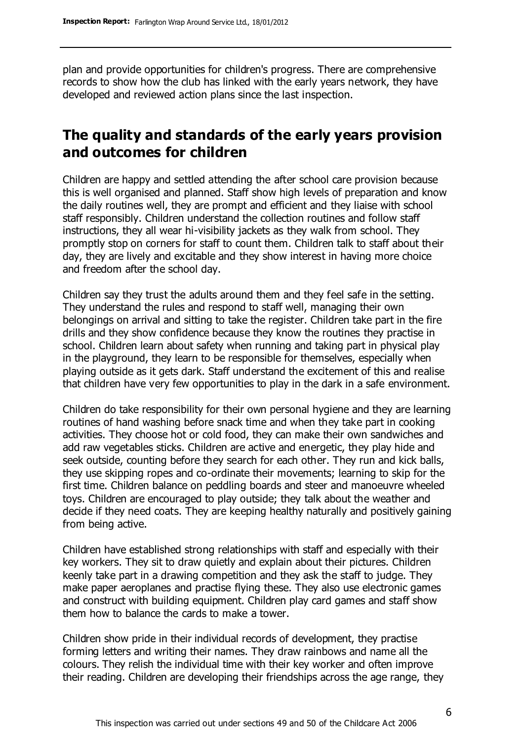plan and provide opportunities for children's progress. There are comprehensive records to show how the club has linked with the early years network, they have developed and reviewed action plans since the last inspection.

## The quality and standards of the early years provision and outcomes for children

Children are happy and settled attending the after school care provision because this is well organised and planned. Staff show high levels of preparation and know the daily routines well, they are prompt and efficient and they liaise with school staff responsibly. Children understand the collection routines and follow staff instructions, they all wear hi-visibility jackets as they walk from school. They promptly stop on corners for staff to count them. Children talk to staff about their day, they are lively and excitable and they show interest in having more choice and freedom after the school day.

Children say they trust the adults around them and they feel safe in the setting. They understand the rules and respond to staff well, managing their own belongings on arrival and sitting to take the register. Children take part in the fire drills and they show confidence because they know the routines they practise in school. Children learn about safety when running and taking part in physical play in the playground, they learn to be responsible for themselves, especially when playing outside as it gets dark. Staff understand the excitement of this and realise that children have very few opportunities to play in the dark in a safe environment.

Children do take responsibility for their own personal hygiene and they are learning routines of hand washing before snack time and when they take part in cooking activities. They choose hot or cold food, they can make their own sandwiches and add raw vegetables sticks. Children are active and energetic, they play hide and seek outside, counting before they search for each other. They run and kick balls, they use skipping ropes and co-ordinate their movements; learning to skip for the first time. Children balance on peddling boards and steer and manoeuvre wheeled toys. Children are encouraged to play outside; they talk about the weather and decide if they need coats. They are keeping healthy naturally and positively gaining from being active.

Children have established strong relationships with staff and especially with their key workers. They sit to draw quietly and explain about their pictures. Children keenly take part in a drawing competition and they ask the staff to judge. They make paper aeroplanes and practise flying these. They also use electronic games and construct with building equipment. Children play card games and staff show them how to balance the cards to make a tower.

Children show pride in their individual records of development, they practise forming letters and writing their names. They draw rainbows and name all the colours. They relish the individual time with their key worker and often improve their reading. Children are developing their friendships across the age range, they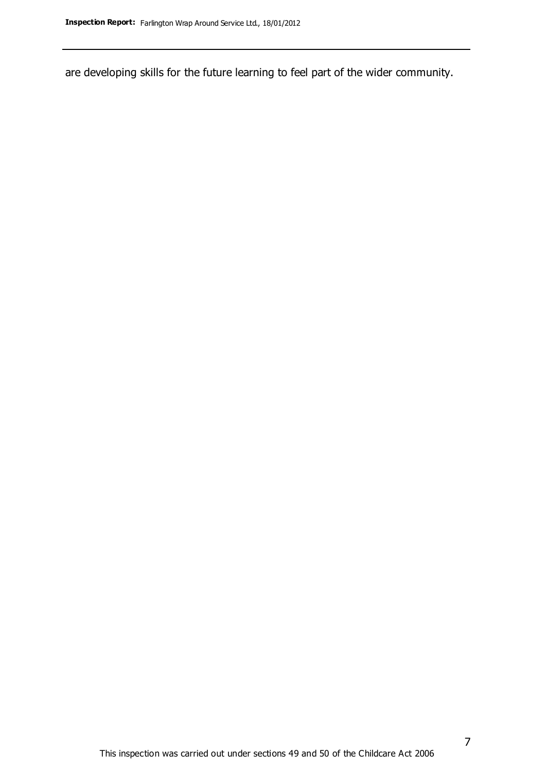are developing skills for the future learning to feel part of the wider community.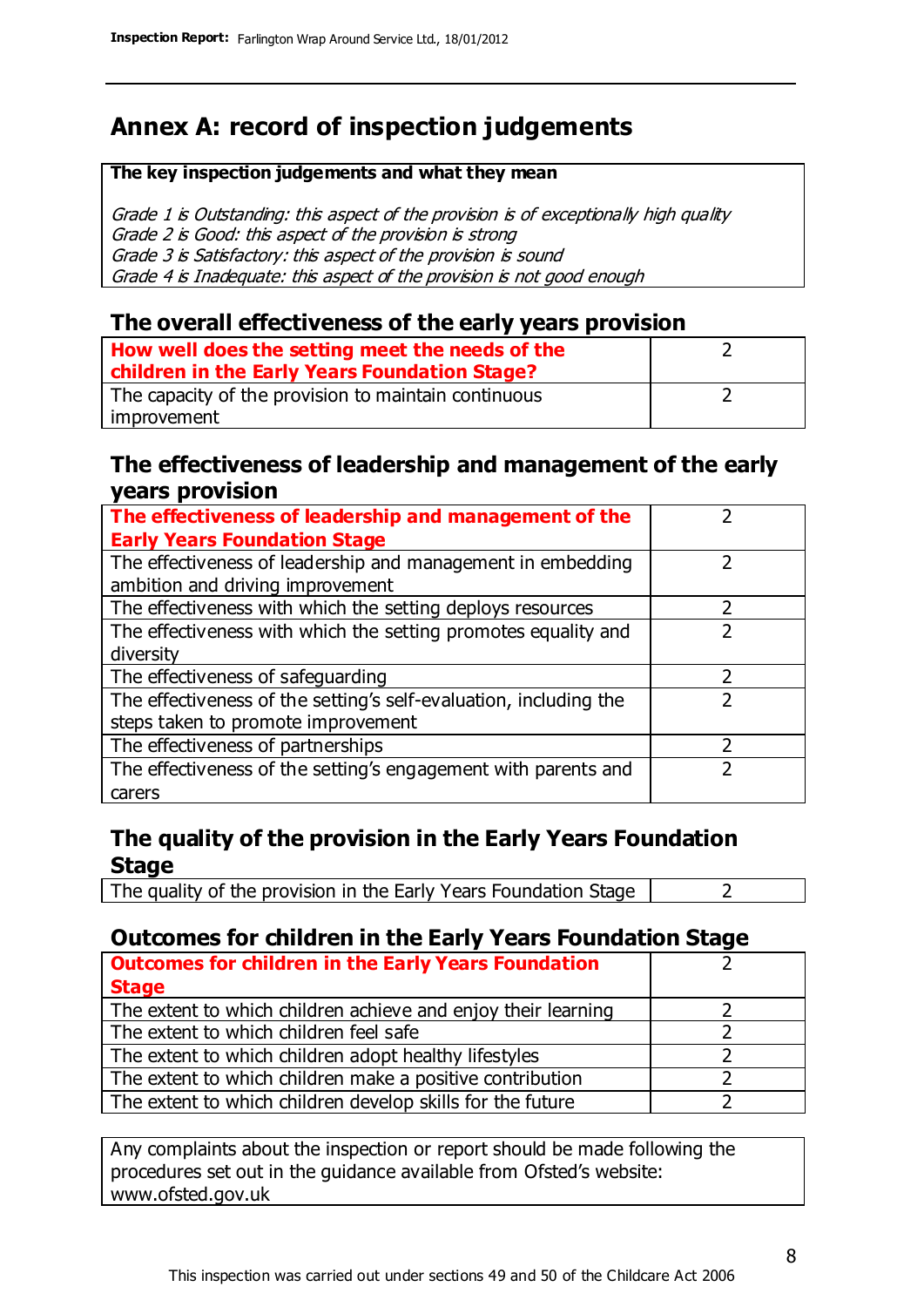# Annex A: record of inspection judgements

**The key inspection judgements and what they mean**

*Grade 1 is Outstanding: this aspect of the provision is of exceptionally high quality*
*Grade 2 is Good: this aspect of the provision is strong*
*Grade 3 is Satisfactory: this aspect of the provision is sound*
*Grade 4 is Inadequate: this aspect of the provision is not good enough*

## The overall effectiveness of the early years provision

| | |
|---|---|
| **How well does the setting meet the needs of the children in the Early Years Foundation Stage?** | 2 |
| The capacity of the provision to maintain continuous improvement | 2 |

## The effectiveness of leadership and management of the early years provision

| | |
|---|---|
| **The effectiveness of leadership and management of the Early Years Foundation Stage** | 2 |
| The effectiveness of leadership and management in embedding ambition and driving improvement | 2 |
| The effectiveness with which the setting deploys resources | 2 |
| The effectiveness with which the setting promotes equality and diversity | 2 |
| The effectiveness of safeguarding | 2 |
| The effectiveness of the setting's self-evaluation, including the steps taken to promote improvement | 2 |
| The effectiveness of partnerships | 2 |
| The effectiveness of the setting's engagement with parents and carers | 2 |

## The quality of the provision in the Early Years Foundation Stage

| | |
|---|---|
| The quality of the provision in the Early Years Foundation Stage | 2 |

## Outcomes for children in the Early Years Foundation Stage

| | |
|---|---|
| **Outcomes for children in the Early Years Foundation Stage** | 2 |
| The extent to which children achieve and enjoy their learning | 2 |
| The extent to which children feel safe | 2 |
| The extent to which children adopt healthy lifestyles | 2 |
| The extent to which children make a positive contribution | 2 |
| The extent to which children develop skills for the future | 2 |

Any complaints about the inspection or report should be made following the procedures set out in the guidance available from Ofsted's website: www.ofsted.gov.uk

This inspection was carried out under sections 49 and 50 of the Childcare Act 2006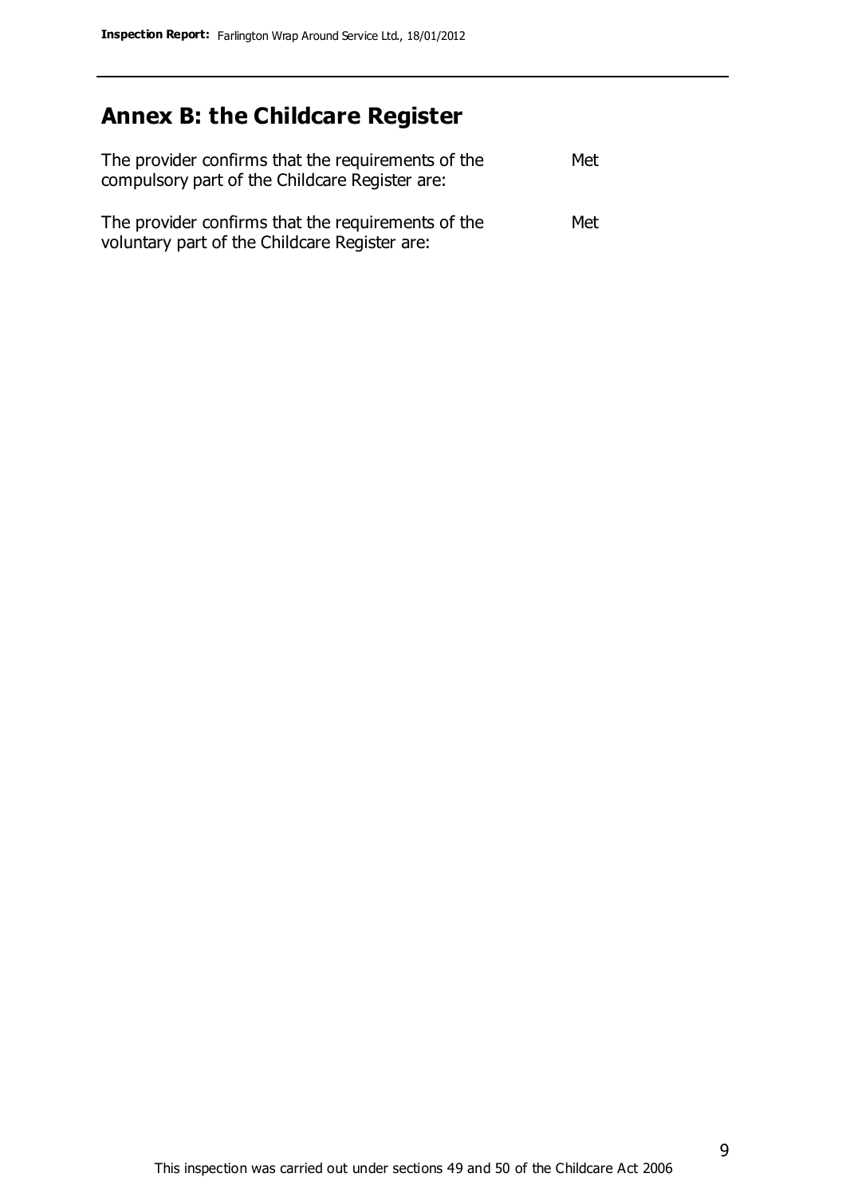## Annex B: the Childcare Register

| | |
|---|---|
| The provider confirms that the requirements of the compulsory part of the Childcare Register are: | Met |
| The provider confirms that the requirements of the voluntary part of the Childcare Register are: | Met |

This inspection was carried out under sections 49 and 50 of the Childcare Act 2006